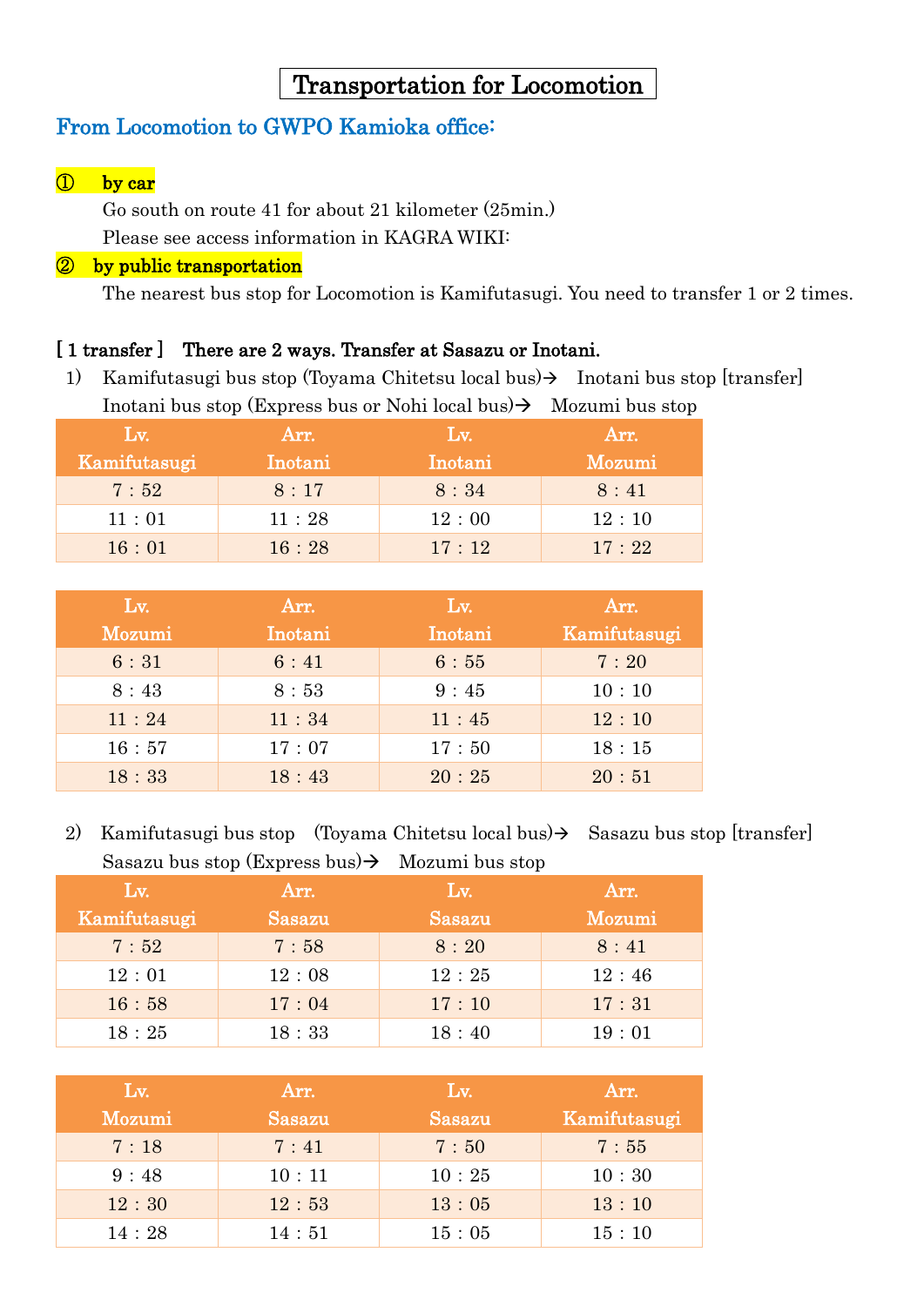# Transportation for Locomotion

## From Locomotion to GWPO Kamioka office:

**① by car**

Go south on route 41 for about 21 kilometer (25min.)

Please see access information in KAGRA WIKI:

**② by public transportation**

The nearest bus stop for Locomotion is Kamifutasugi. You need to transfer 1 or 2 times.

### [ 1 transfer ] There are 2 ways. Transfer at Sasazu or Inotani.

1) Kamifutasugi bus stop (Toyama Chitetsu local bus)→ Inotani bus stop [transfer]
Inotani bus stop (Express bus or Nohi local bus)→ Mozumi bus stop

| Lv. Kamifutasugi | Arr. Inotani | Lv. Inotani | Arr. Mozumi |
|---|---|---|---|
| 7 : 52 | 8 : 17 | 8 : 34 | 8 : 41 |
| 11 : 01 | 11 : 28 | 12 : 00 | 12 : 10 |
| 16 : 01 | 16 : 28 | 17 : 12 | 17 : 22 |

| Lv. Mozumi | Arr. Inotani | Lv. Inotani | Arr. Kamifutasugi |
|---|---|---|---|
| 6 : 31 | 6 : 41 | 6 : 55 | 7 : 20 |
| 8 : 43 | 8 : 53 | 9 : 45 | 10 : 10 |
| 11 : 24 | 11 : 34 | 11 : 45 | 12 : 10 |
| 16 : 57 | 17 : 07 | 17 : 50 | 18 : 15 |
| 18 : 33 | 18 : 43 | 20 : 25 | 20 : 51 |

2) Kamifutasugi bus stop (Toyama Chitetsu local bus)→ Sasazu bus stop [transfer]
Sasazu bus stop (Express bus)→ Mozumi bus stop

| Lv. Kamifutasugi | Arr. Sasazu | Lv. Sasazu | Arr. Mozumi |
|---|---|---|---|
| 7 : 52 | 7 : 58 | 8 : 20 | 8 : 41 |
| 12 : 01 | 12 : 08 | 12 : 25 | 12 : 46 |
| 16 : 58 | 17 : 04 | 17 : 10 | 17 : 31 |
| 18 : 25 | 18 : 33 | 18 : 40 | 19 : 01 |

| Lv. Mozumi | Arr. Sasazu | Lv. Sasazu | Arr. Kamifutasugi |
|---|---|---|---|
| 7 : 18 | 7 : 41 | 7 : 50 | 7 : 55 |
| 9 : 48 | 10 : 11 | 10 : 25 | 10 : 30 |
| 12 : 30 | 12 : 53 | 13 : 05 | 13 : 10 |
| 14 : 28 | 14 : 51 | 15 : 05 | 15 : 10 |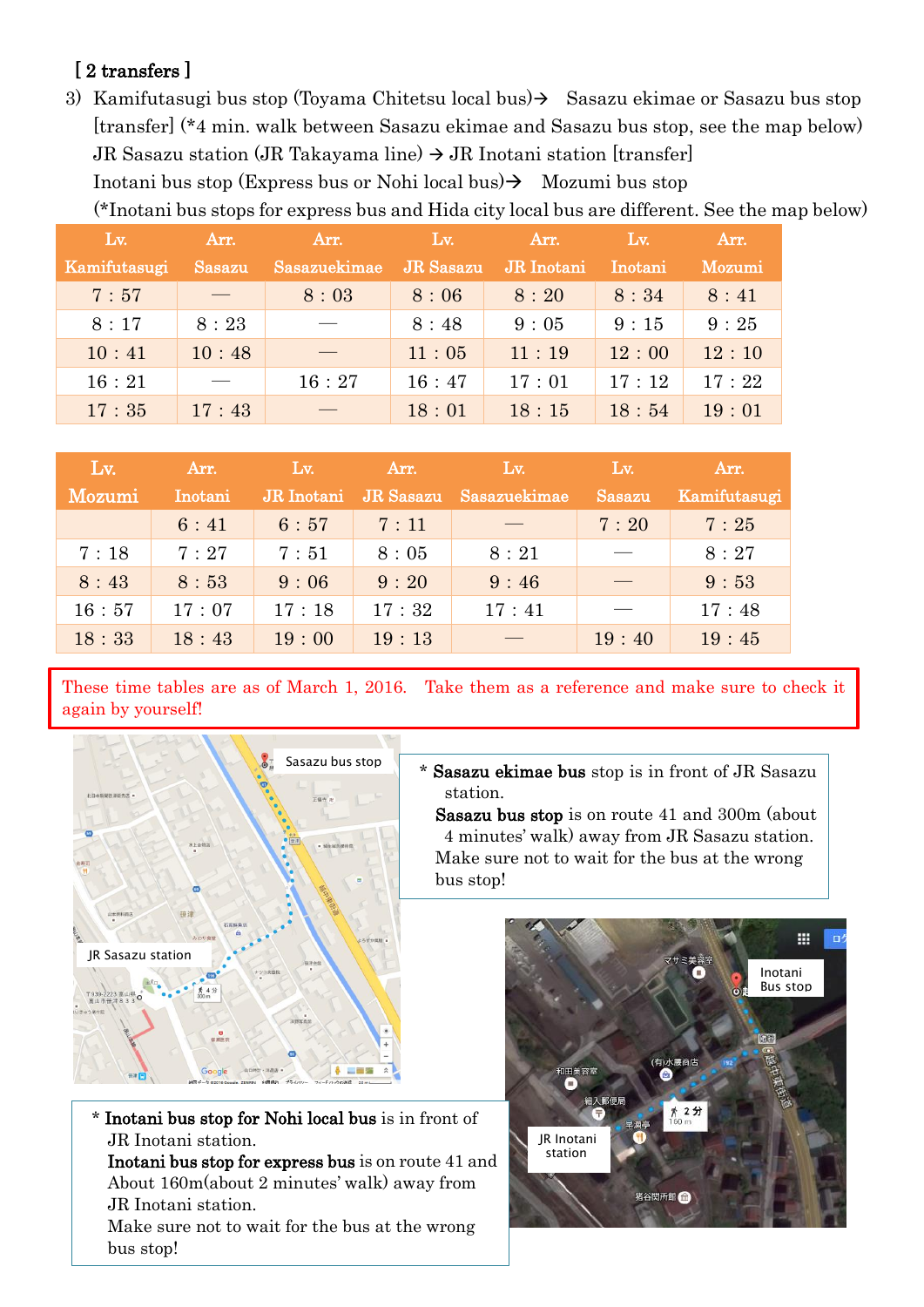**[ 2 transfers ]**

3) Kamifutasugi bus stop (Toyama Chitetsu local bus)→ Sasazu ekimae or Sasazu bus stop [transfer] (*4 min. walk between Sasazu ekimae and Sasazu bus stop, see the map below) JR Sasazu station (JR Takayama line) → JR Inotani station [transfer] Inotani bus stop (Express bus or Nohi local bus)→ Mozumi bus stop (*Inotani bus stops for express bus and Hida city local bus are different. See the map below)

| Lv. Kamifutasugi | Arr. Sasazu | Arr. Sasazuekimae | Lv. JR Sasazu | Arr. JR Inotani | Lv. Inotani | Arr. Mozumi |
|---|---|---|---|---|---|---|
| 7：57 | — | 8：03 | 8：06 | 8：20 | 8：34 | 8：41 |
| 8：17 | 8：23 | — | 8：48 | 9：05 | 9：15 | 9：25 |
| 10：41 | 10：48 | — | 11：05 | 11：19 | 12：00 | 12：10 |
| 16：21 | — | 16：27 | 16：47 | 17：01 | 17：12 | 17：22 |
| 17：35 | 17：43 | — | 18：01 | 18：15 | 18：54 | 19：01 |

| Lv. Mozumi | Arr. Inotani | Lv. JR Inotani | Arr. JR Sasazu | Lv. Sasazuekimae | Lv. Sasazu | Arr. Kamifutasugi |
|---|---|---|---|---|---|---|
| | 6：41 | 6：57 | 7：11 | — | 7：20 | 7：25 |
| 7：18 | 7：27 | 7：51 | 8：05 | 8：21 | — | 8：27 |
| 8：43 | 8：53 | 9：06 | 9：20 | 9：46 | — | 9：53 |
| 16：57 | 17：07 | 17：18 | 17：32 | 17：41 | — | 17：48 |
| 18：33 | 18：43 | 19：00 | 19：13 | — | 19：40 | 19：45 |

These time tables are as of March 1, 2016. Take them as a reference and make sure to check it again by yourself!

\* **Sasazu ekimae bus** stop is in front of JR Sasazu station.
**Sasazu bus stop** is on route 41 and 300m (about 4 minutes' walk) away from JR Sasazu station.
Make sure not to wait for the bus at the wrong bus stop!

\* **Inotani bus stop for Nohi local bus** is in front of JR Inotani station.
**Inotani bus stop for express bus** is on route 41 and About 160m(about 2 minutes' walk) away from JR Inotani station.
Make sure not to wait for the bus at the wrong bus stop!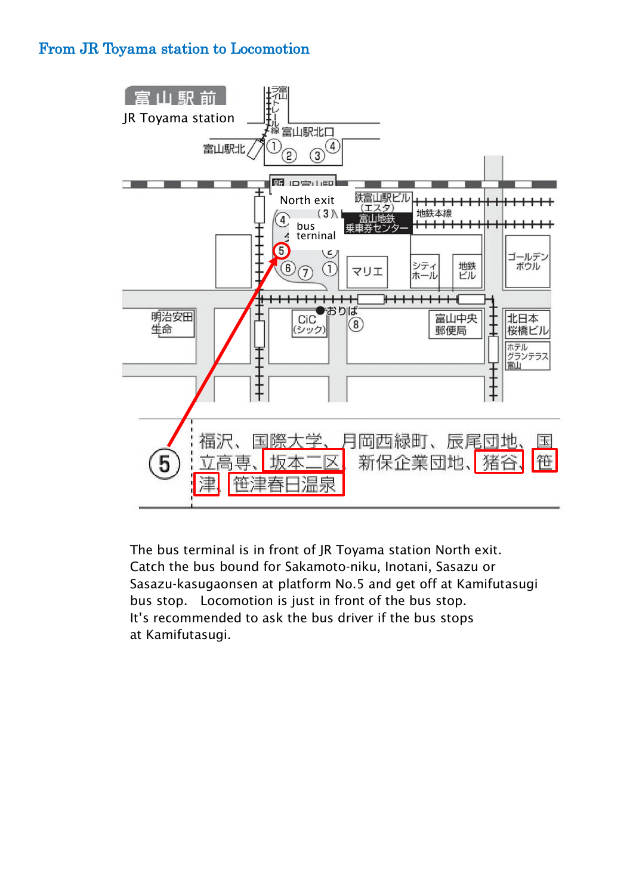## From JR Toyama station to Locomotion

富山駅前

JR Toyama station

North exit

bus terminal

⑤ 福沢、国際大学、月岡西緑町、辰尾団地、国立高専、坂本二区、新保企業団地、猪谷、笹津、笹津春日温泉

The bus terminal is in front of JR Toyama station North exit.
Catch the bus bound for Sakamoto-niku, Inotani, Sasazu or Sasazu-kasugaonsen at platform No.5 and get off at Kamifutasugi bus stop. Locomotion is just in front of the bus stop.
It's recommended to ask the bus driver if the bus stops at Kamifutasugi.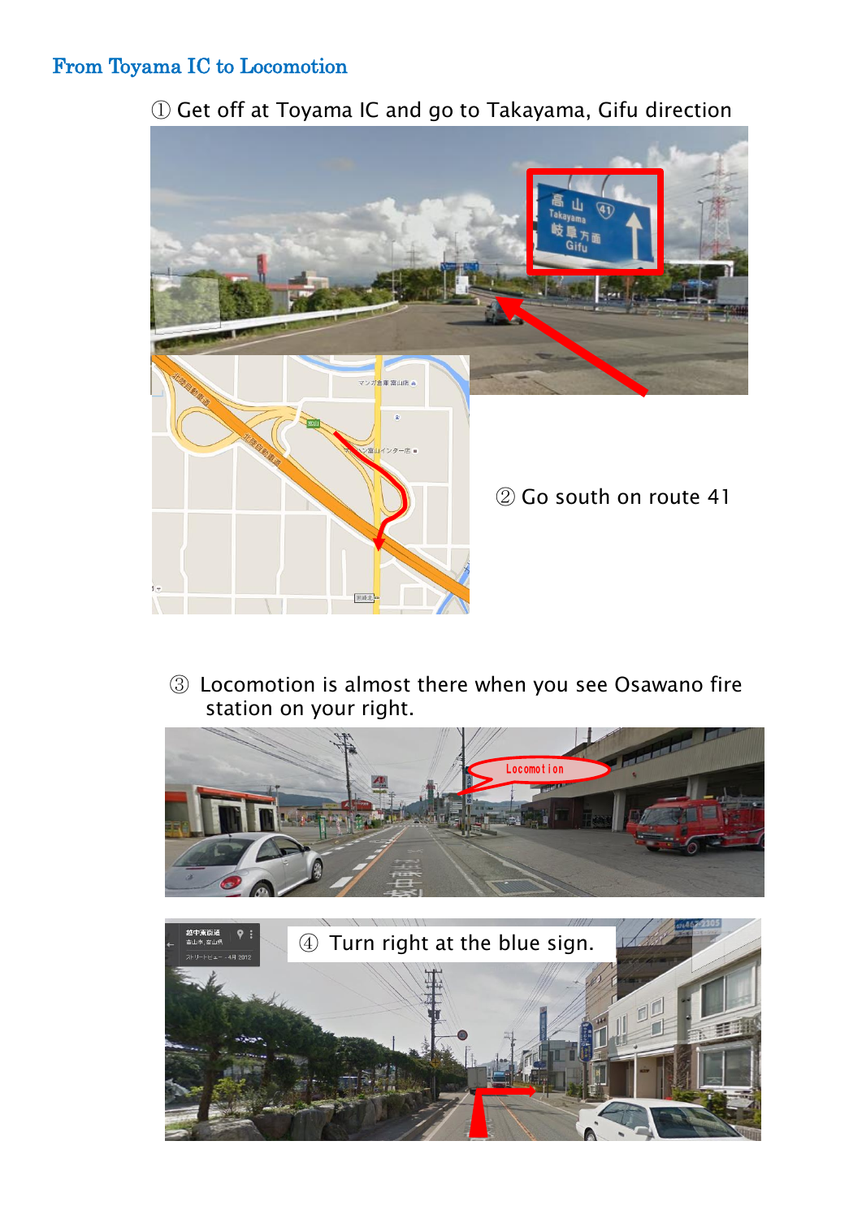## From Toyama IC to Locomotion

① Get off at Toyama IC and go to Takayama, Gifu direction

② Go south on route 41

③ Locomotion is almost there when you see Osawano fire station on your right.

④ Turn right at the blue sign.